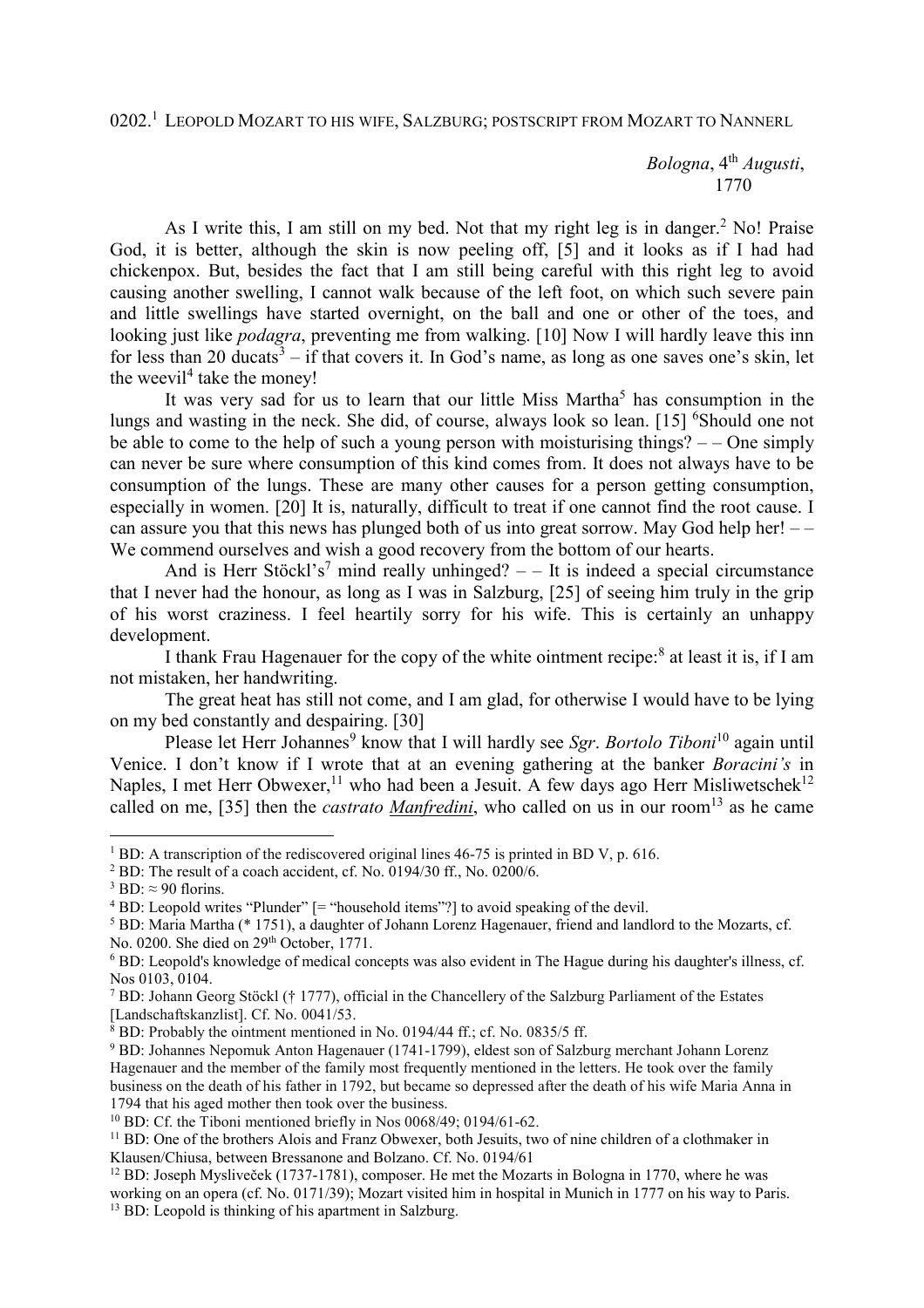0202.[1] LEOPOLD MOZART TO HIS WIFE, SALZBURG; POSTSCRIPT FROM MOZART TO NANNERL

*Bologna*, 4th *Augusti*, 1770

As I write this, I am still on my bed. Not that my right leg is in danger.[2] No! Praise God, it is better, although the skin is now peeling off, [5] and it looks as if I had had chickenpox. But, besides the fact that I am still being careful with this right leg to avoid causing another swelling, I cannot walk because of the left foot, on which such severe pain and little swellings have started overnight, on the ball and one or other of the toes, and looking just like *podagra*, preventing me from walking. [10] Now I will hardly leave this inn for less than 20 ducats[3] – if that covers it. In God's name, as long as one saves one's skin, let the weevil[4] take the money!

It was very sad for us to learn that our little Miss Martha[5] has consumption in the lungs and wasting in the neck. She did, of course, always look so lean. [15] [6]Should one not be able to come to the help of such a young person with moisturising things? – – One simply can never be sure where consumption of this kind comes from. It does not always have to be consumption of the lungs. These are many other causes for a person getting consumption, especially in women. [20] It is, naturally, difficult to treat if one cannot find the root cause. I can assure you that this news has plunged both of us into great sorrow. May God help her! – – We commend ourselves and wish a good recovery from the bottom of our hearts.

And is Herr Stöckl's[7] mind really unhinged? – – It is indeed a special circumstance that I never had the honour, as long as I was in Salzburg, [25] of seeing him truly in the grip of his worst craziness. I feel heartily sorry for his wife. This is certainly an unhappy development.

I thank Frau Hagenauer for the copy of the white ointment recipe:[8] at least it is, if I am not mistaken, her handwriting.

The great heat has still not come, and I am glad, for otherwise I would have to be lying on my bed constantly and despairing. [30]

Please let Herr Johannes[9] know that I will hardly see *Sgr*. *Bortolo Tiboni*[10] again until Venice. I don't know if I wrote that at an evening gathering at the banker *Boracini's* in Naples, I met Herr Obwexer,[11] who had been a Jesuit. A few days ago Herr Misliwetschek[12] called on me, [35] then the *castrato Manfredini*, who called on us in our room[13] as he came

---

[1] BD: A transcription of the rediscovered original lines 46-75 is printed in BD V, p. 616.

[2] BD: The result of a coach accident, cf. No. 0194/30 ff., No. 0200/6.

[3] BD: ≈ 90 florins.

[4] BD: Leopold writes "Plunder" [= "household items"?] to avoid speaking of the devil.

[5] BD: Maria Martha (* 1751), a daughter of Johann Lorenz Hagenauer, friend and landlord to the Mozarts, cf. No. 0200. She died on 29th October, 1771.

[6] BD: Leopold's knowledge of medical concepts was also evident in The Hague during his daughter's illness, cf. Nos 0103, 0104.

[7] BD: Johann Georg Stöckl († 1777), official in the Chancellery of the Salzburg Parliament of the Estates [Landschaftskanzlist]. Cf. No. 0041/53.

[8] BD: Probably the ointment mentioned in No. 0194/44 ff.; cf. No. 0835/5 ff.

[9] BD: Johannes Nepomuk Anton Hagenauer (1741-1799), eldest son of Salzburg merchant Johann Lorenz Hagenauer and the member of the family most frequently mentioned in the letters. He took over the family business on the death of his father in 1792, but became so depressed after the death of his wife Maria Anna in 1794 that his aged mother then took over the business.

[10] BD: Cf. the Tiboni mentioned briefly in Nos 0068/49; 0194/61-62.

[11] BD: One of the brothers Alois and Franz Obwexer, both Jesuits, two of nine children of a clothmaker in Klausen/Chiusa, between Bressanone and Bolzano. Cf. No. 0194/61

[12] BD: Joseph Mysliveček (1737-1781), composer. He met the Mozarts in Bologna in 1770, where he was working on an opera (cf. No. 0171/39); Mozart visited him in hospital in Munich in 1777 on his way to Paris.

[13] BD: Leopold is thinking of his apartment in Salzburg.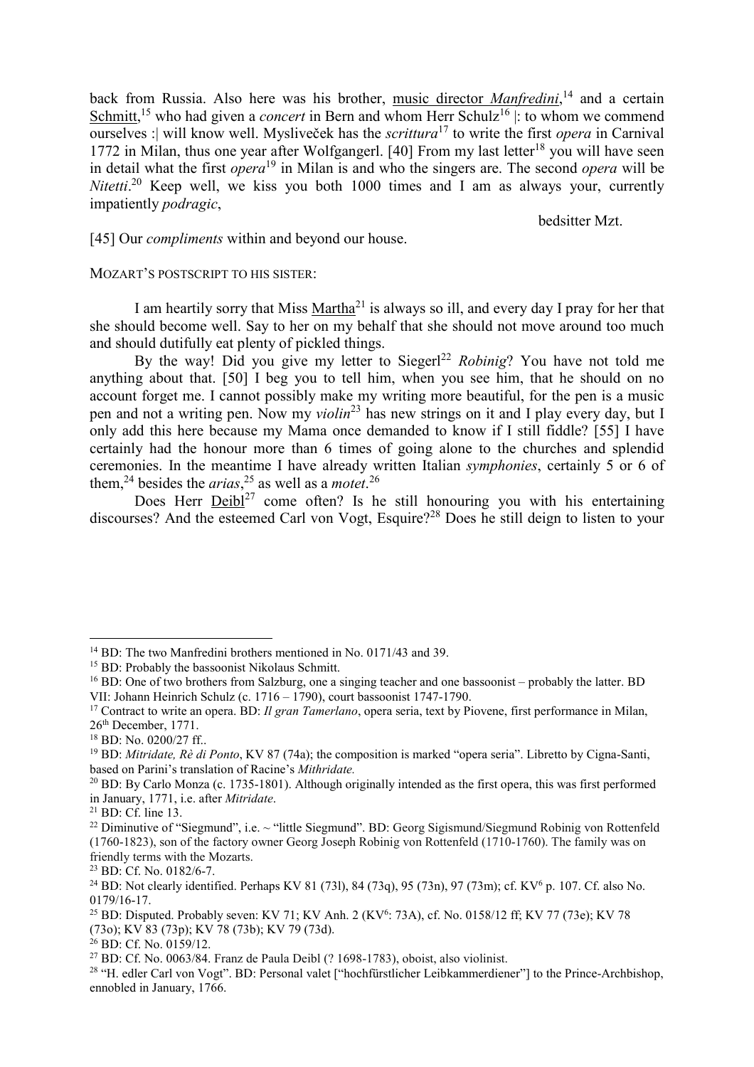back from Russia. Also here was his brother, music director *Manfredini*,[14] and a certain Schmitt,[15] who had given a *concert* in Bern and whom Herr Schulz[16] |: to whom we commend ourselves :| will know well. Mysliveček has the *scrittura*[17] to write the first *opera* in Carnival 1772 in Milan, thus one year after Wolfgangerl. [40] From my last letter[18] you will have seen in detail what the first *opera*[19] in Milan is and who the singers are. The second *opera* will be *Nitetti*.[20] Keep well, we kiss you both 1000 times and I am as always your, currently impatiently *podragic*,

bedsitter Mzt.

[45] Our *compliments* within and beyond our house.

MOZART'S POSTSCRIPT TO HIS SISTER:

I am heartily sorry that Miss Martha[21] is always so ill, and every day I pray for her that she should become well. Say to her on my behalf that she should not move around too much and should dutifully eat plenty of pickled things.

By the way! Did you give my letter to Siegerl[22] *Robinig*? You have not told me anything about that. [50] I beg you to tell him, when you see him, that he should on no account forget me. I cannot possibly make my writing more beautiful, for the pen is a music pen and not a writing pen. Now my *violin*[23] has new strings on it and I play every day, but I only add this here because my Mama once demanded to know if I still fiddle? [55] I have certainly had the honour more than 6 times of going alone to the churches and splendid ceremonies. In the meantime I have already written Italian *symphonies*, certainly 5 or 6 of them,[24] besides the *arias*,[25] as well as a *motet*.[26]

Does Herr Deibl[27] come often? Is he still honouring you with his entertaining discourses? And the esteemed Carl von Vogt, Esquire?[28] Does he still deign to listen to your

---

[14] BD: The two Manfredini brothers mentioned in No. 0171/43 and 39.

[15] BD: Probably the bassoonist Nikolaus Schmitt.

[16] BD: One of two brothers from Salzburg, one a singing teacher and one bassoonist – probably the latter. BD VII: Johann Heinrich Schulz (c. 1716 – 1790), court bassoonist 1747-1790.

[17] Contract to write an opera. BD: *Il gran Tamerlano*, opera seria, text by Piovene, first performance in Milan, 26th December, 1771.

[18] BD: No. 0200/27 ff..

[19] BD: *Mitridate, Rè di Ponto*, KV 87 (74a); the composition is marked "opera seria". Libretto by Cigna-Santi, based on Parini's translation of Racine's *Mithridate.*

[20] BD: By Carlo Monza (c. 1735-1801). Although originally intended as the first opera, this was first performed in January, 1771, i.e. after *Mitridate*.

[21] BD: Cf. line 13.

[22] Diminutive of "Siegmund", i.e. ~ "little Siegmund". BD: Georg Sigismund/Siegmund Robinig von Rottenfeld (1760-1823), son of the factory owner Georg Joseph Robinig von Rottenfeld (1710-1760). The family was on friendly terms with the Mozarts.

[23] BD: Cf. No. 0182/6-7.

[24] BD: Not clearly identified. Perhaps KV 81 (73l), 84 (73q), 95 (73n), 97 (73m); cf. KV6 p. 107. Cf. also No. 0179/16-17.

[25] BD: Disputed. Probably seven: KV 71; KV Anh. 2 (KV6: 73A), cf. No. 0158/12 ff; KV 77 (73e); KV 78 (73o); KV 83 (73p); KV 78 (73b); KV 79 (73d).

[26] BD: Cf. No. 0159/12.

[27] BD: Cf. No. 0063/84. Franz de Paula Deibl (? 1698-1783), oboist, also violinist.

[28] "H. edler Carl von Vogt". BD: Personal valet ["hochfürstlicher Leibkammerdiener"] to the Prince-Archbishop, ennobled in January, 1766.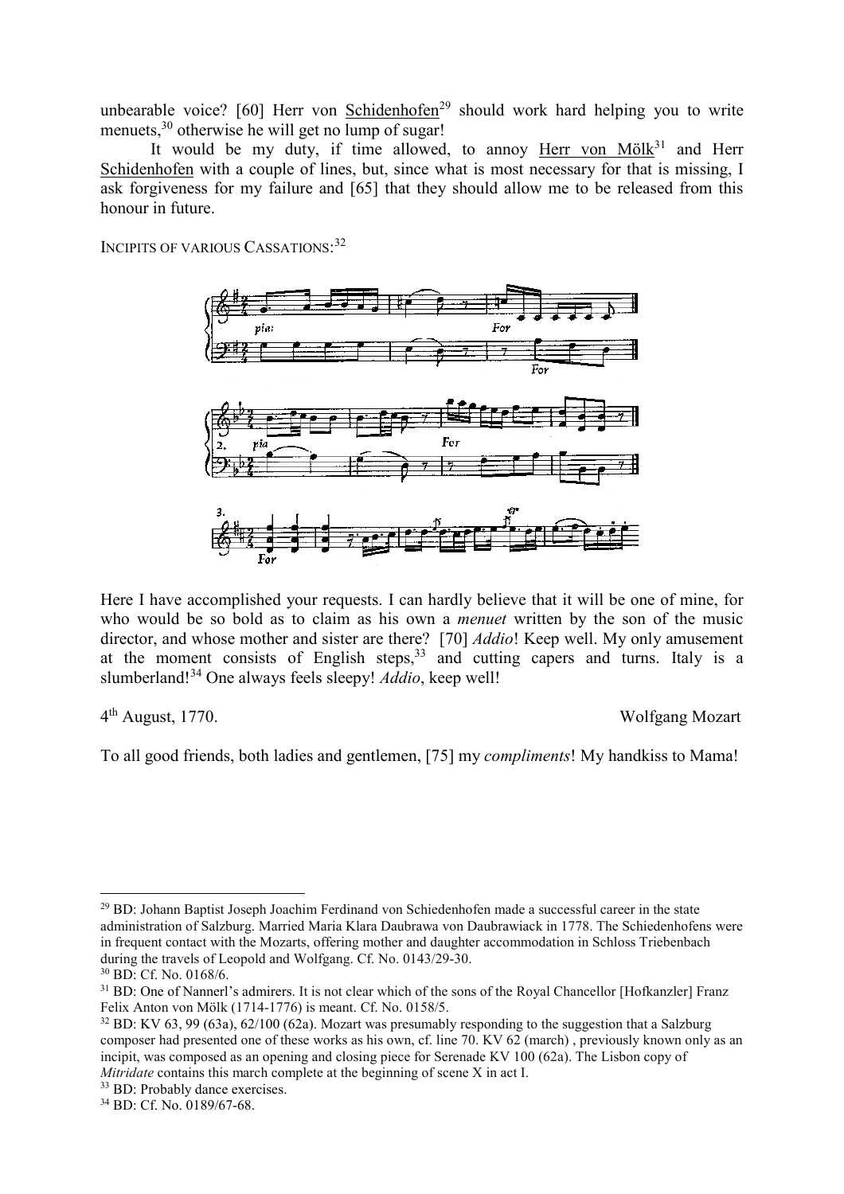unbearable voice? [60] Herr von Schidenhofen[29] should work hard helping you to write menuets,[30] otherwise he will get no lump of sugar!

It would be my duty, if time allowed, to annoy Herr von Mölk[31] and Herr Schidenhofen with a couple of lines, but, since what is most necessary for that is missing, I ask forgiveness for my failure and [65] that they should allow me to be released from this honour in future.

INCIPITS OF VARIOUS CASSATIONS:[32]

Here I have accomplished your requests. I can hardly believe that it will be one of mine, for who would be so bold as to claim as his own a *menuet* written by the son of the music director, and whose mother and sister are there? [70] *Addio*! Keep well. My only amusement at the moment consists of English steps,[33] and cutting capers and turns. Italy is a slumberland![34] One always feels sleepy! *Addio*, keep well!

4th August, 1770. Wolfgang Mozart

To all good friends, both ladies and gentlemen, [75] my *compliments*! My handkiss to Mama!

---

[29] BD: Johann Baptist Joseph Joachim Ferdinand von Schiedenhofen made a successful career in the state administration of Salzburg. Married Maria Klara Daubrawa von Daubrawiack in 1778. The Schiedenhofens were in frequent contact with the Mozarts, offering mother and daughter accommodation in Schloss Triebenbach during the travels of Leopold and Wolfgang. Cf. No. 0143/29-30.

[30] BD: Cf. No. 0168/6.

[31] BD: One of Nannerl's admirers. It is not clear which of the sons of the Royal Chancellor [Hofkanzler] Franz Felix Anton von Mölk (1714-1776) is meant. Cf. No. 0158/5.

[32] BD: KV 63, 99 (63a), 62/100 (62a). Mozart was presumably responding to the suggestion that a Salzburg composer had presented one of these works as his own, cf. line 70. KV 62 (march) , previously known only as an incipit, was composed as an opening and closing piece for Serenade KV 100 (62a). The Lisbon copy of *Mitridate* contains this march complete at the beginning of scene X in act I.

[33] BD: Probably dance exercises.

[34] BD: Cf. No. 0189/67-68.